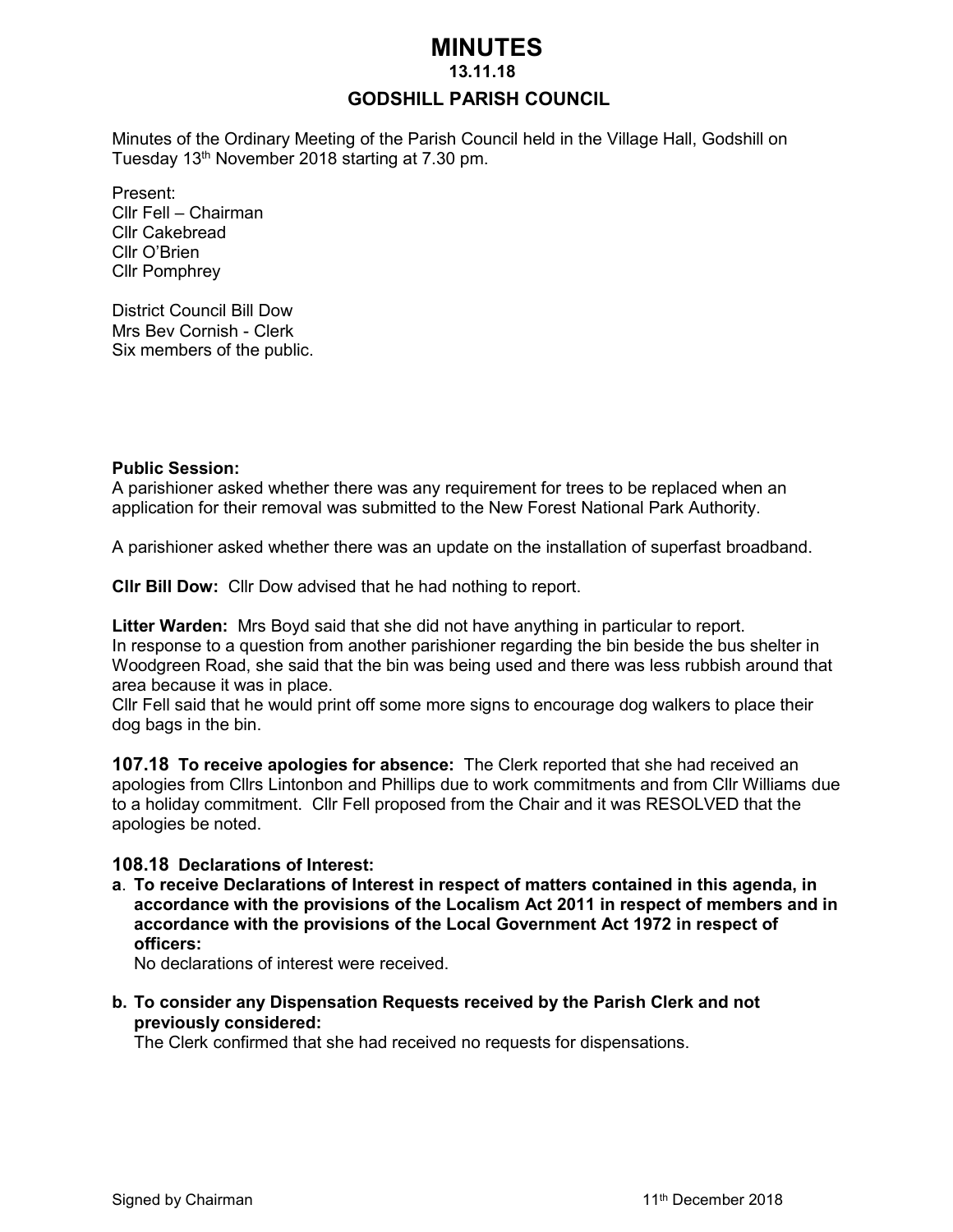# MINUTES

**13.11.18**

## GODSHILL PARISH COUNCIL

Minutes of the Ordinary Meeting of the Parish Council held in the Village Hall, Godshill on Tuesday 13th November 2018 starting at 7.30 pm.

Present:
Cllr Fell – Chairman
Cllr Cakebread
Cllr O'Brien
Cllr Pomphrey

District Council Bill Dow
Mrs Bev Cornish - Clerk
Six members of the public.

**Public Session:**
A parishioner asked whether there was any requirement for trees to be replaced when an application for their removal was submitted to the New Forest National Park Authority.

A parishioner asked whether there was an update on the installation of superfast broadband.

**Cllr Bill Dow:** Cllr Dow advised that he had nothing to report.

**Litter Warden:** Mrs Boyd said that she did not have anything in particular to report.
In response to a question from another parishioner regarding the bin beside the bus shelter in Woodgreen Road, she said that the bin was being used and there was less rubbish around that area because it was in place.
Cllr Fell said that he would print off some more signs to encourage dog walkers to place their dog bags in the bin.

**107.18 To receive apologies for absence:** The Clerk reported that she had received an apologies from Cllrs Lintonbon and Phillips due to work commitments and from Cllr Williams due to a holiday commitment. Cllr Fell proposed from the Chair and it was RESOLVED that the apologies be noted.

**108.18 Declarations of Interest:**

**a**. **To receive Declarations of Interest in respect of matters contained in this agenda, in accordance with the provisions of the Localism Act 2011 in respect of members and in accordance with the provisions of the Local Government Act 1972 in respect of officers:**
No declarations of interest were received.

**b. To consider any Dispensation Requests received by the Parish Clerk and not previously considered:**
The Clerk confirmed that she had received no requests for dispensations.

Signed by Chairman 11th December 2018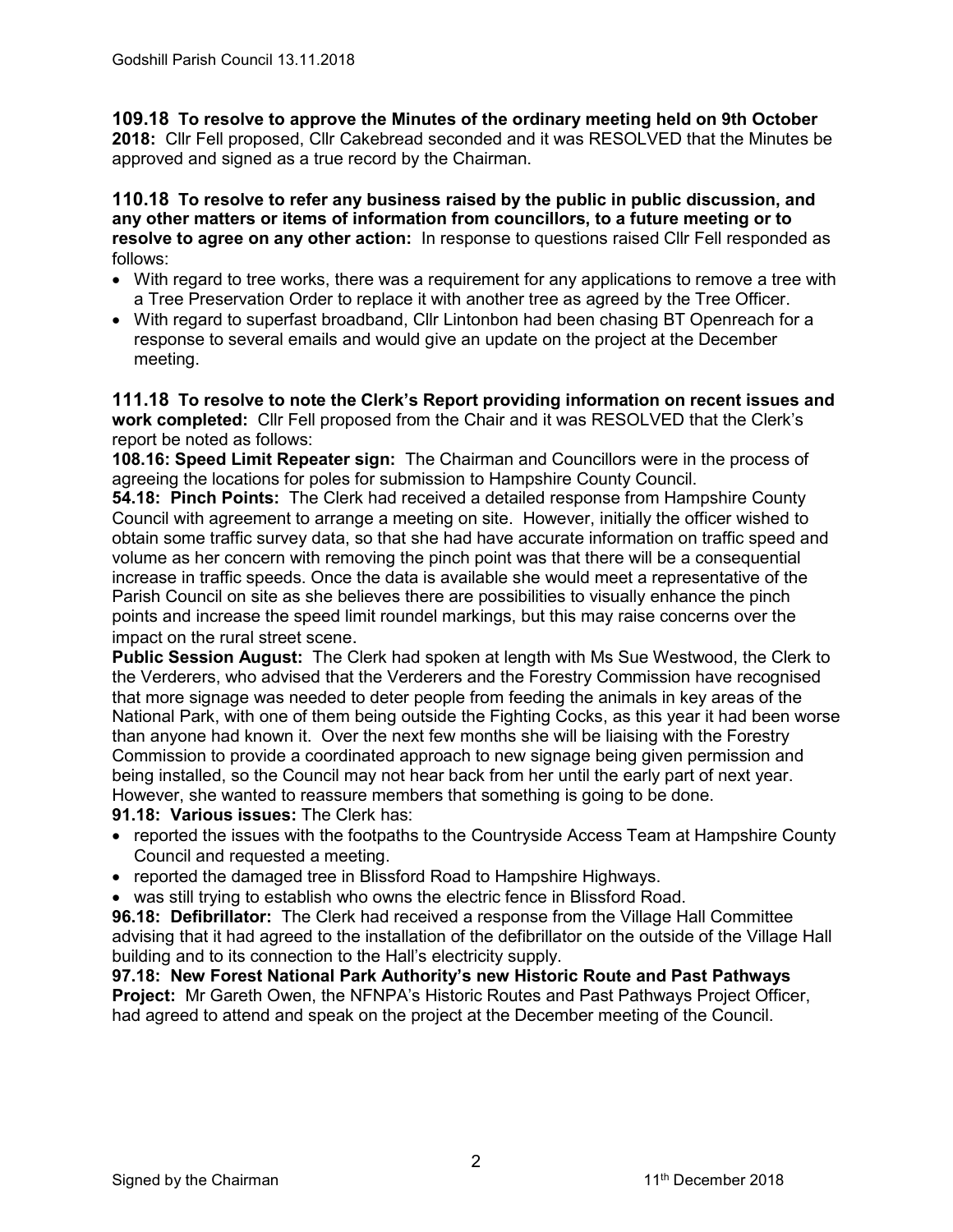**109.18 To resolve to approve the Minutes of the ordinary meeting held on 9th October 2018:** Cllr Fell proposed, Cllr Cakebread seconded and it was RESOLVED that the Minutes be approved and signed as a true record by the Chairman.

**110.18 To resolve to refer any business raised by the public in public discussion, and any other matters or items of information from councillors, to a future meeting or to resolve to agree on any other action:** In response to questions raised Cllr Fell responded as follows:

- With regard to tree works, there was a requirement for any applications to remove a tree with a Tree Preservation Order to replace it with another tree as agreed by the Tree Officer.
- With regard to superfast broadband, Cllr Lintonbon had been chasing BT Openreach for a response to several emails and would give an update on the project at the December meeting.

**111.18 To resolve to note the Clerk's Report providing information on recent issues and work completed:** Cllr Fell proposed from the Chair and it was RESOLVED that the Clerk's report be noted as follows:

**108.16: Speed Limit Repeater sign:** The Chairman and Councillors were in the process of agreeing the locations for poles for submission to Hampshire County Council.

**54.18: Pinch Points:** The Clerk had received a detailed response from Hampshire County Council with agreement to arrange a meeting on site. However, initially the officer wished to obtain some traffic survey data, so that she had have accurate information on traffic speed and volume as her concern with removing the pinch point was that there will be a consequential increase in traffic speeds. Once the data is available she would meet a representative of the Parish Council on site as she believes there are possibilities to visually enhance the pinch points and increase the speed limit roundel markings, but this may raise concerns over the impact on the rural street scene.

**Public Session August:** The Clerk had spoken at length with Ms Sue Westwood, the Clerk to the Verderers, who advised that the Verderers and the Forestry Commission have recognised that more signage was needed to deter people from feeding the animals in key areas of the National Park, with one of them being outside the Fighting Cocks, as this year it had been worse than anyone had known it. Over the next few months she will be liaising with the Forestry Commission to provide a coordinated approach to new signage being given permission and being installed, so the Council may not hear back from her until the early part of next year. However, she wanted to reassure members that something is going to be done.

**91.18: Various issues:** The Clerk has:

- reported the issues with the footpaths to the Countryside Access Team at Hampshire County Council and requested a meeting.
- reported the damaged tree in Blissford Road to Hampshire Highways.
- was still trying to establish who owns the electric fence in Blissford Road.

**96.18: Defibrillator:** The Clerk had received a response from the Village Hall Committee advising that it had agreed to the installation of the defibrillator on the outside of the Village Hall building and to its connection to the Hall's electricity supply.

**97.18: New Forest National Park Authority's new Historic Route and Past Pathways Project:** Mr Gareth Owen, the NFNPA's Historic Routes and Past Pathways Project Officer, had agreed to attend and speak on the project at the December meeting of the Council.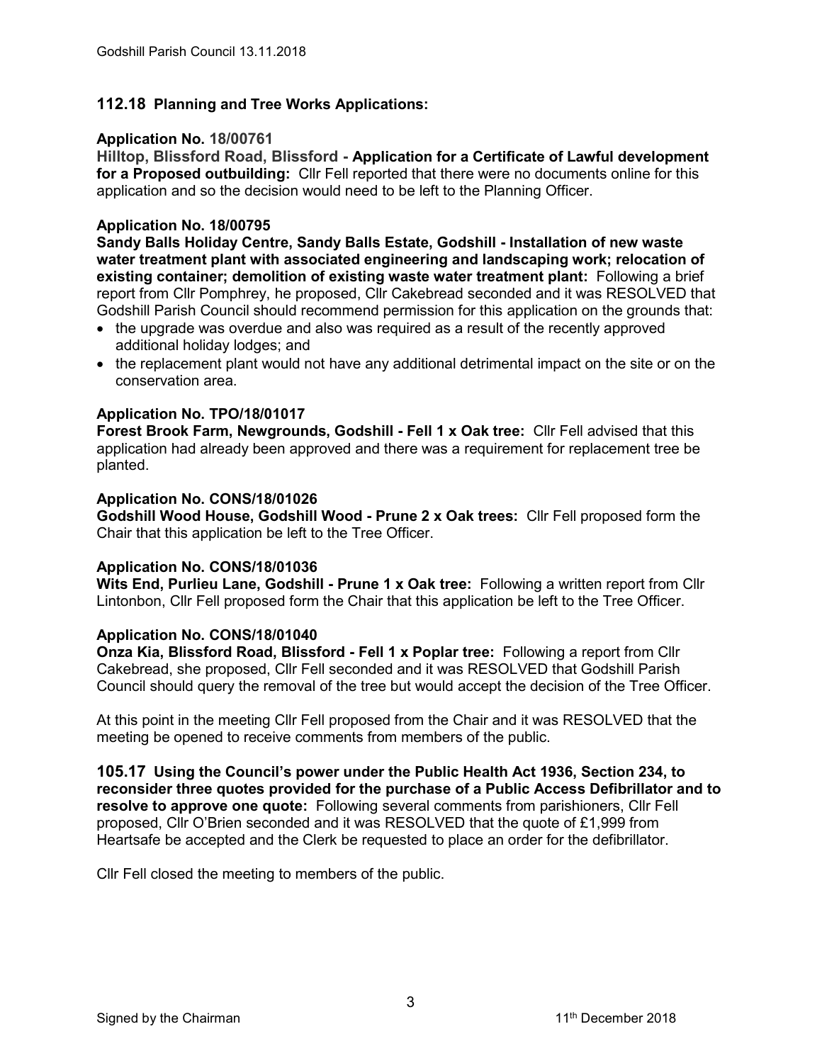## 112.18 Planning and Tree Works Applications:

**Application No. 18/00761**
**Hilltop, Blissford Road, Blissford - Application for a Certificate of Lawful development for a Proposed outbuilding:** Cllr Fell reported that there were no documents online for this application and so the decision would need to be left to the Planning Officer.

**Application No. 18/00795**
**Sandy Balls Holiday Centre, Sandy Balls Estate, Godshill - Installation of new waste water treatment plant with associated engineering and landscaping work; relocation of existing container; demolition of existing waste water treatment plant:** Following a brief report from Cllr Pomphrey, he proposed, Cllr Cakebread seconded and it was RESOLVED that Godshill Parish Council should recommend permission for this application on the grounds that:

- the upgrade was overdue and also was required as a result of the recently approved additional holiday lodges; and
- the replacement plant would not have any additional detrimental impact on the site or on the conservation area.

**Application No. TPO/18/01017**
**Forest Brook Farm, Newgrounds, Godshill - Fell 1 x Oak tree:** Cllr Fell advised that this application had already been approved and there was a requirement for replacement tree be planted.

**Application No. CONS/18/01026**
**Godshill Wood House, Godshill Wood - Prune 2 x Oak trees:** Cllr Fell proposed form the Chair that this application be left to the Tree Officer.

**Application No. CONS/18/01036**
**Wits End, Purlieu Lane, Godshill - Prune 1 x Oak tree:** Following a written report from Cllr Lintonbon, Cllr Fell proposed form the Chair that this application be left to the Tree Officer.

**Application No. CONS/18/01040**
**Onza Kia, Blissford Road, Blissford - Fell 1 x Poplar tree:** Following a report from Cllr Cakebread, she proposed, Cllr Fell seconded and it was RESOLVED that Godshill Parish Council should query the removal of the tree but would accept the decision of the Tree Officer.

At this point in the meeting Cllr Fell proposed from the Chair and it was RESOLVED that the meeting be opened to receive comments from members of the public.

**105.17 Using the Council's power under the Public Health Act 1936, Section 234, to reconsider three quotes provided for the purchase of a Public Access Defibrillator and to resolve to approve one quote:** Following several comments from parishioners, Cllr Fell proposed, Cllr O'Brien seconded and it was RESOLVED that the quote of £1,999 from Heartsafe be accepted and the Clerk be requested to place an order for the defibrillator.

Cllr Fell closed the meeting to members of the public.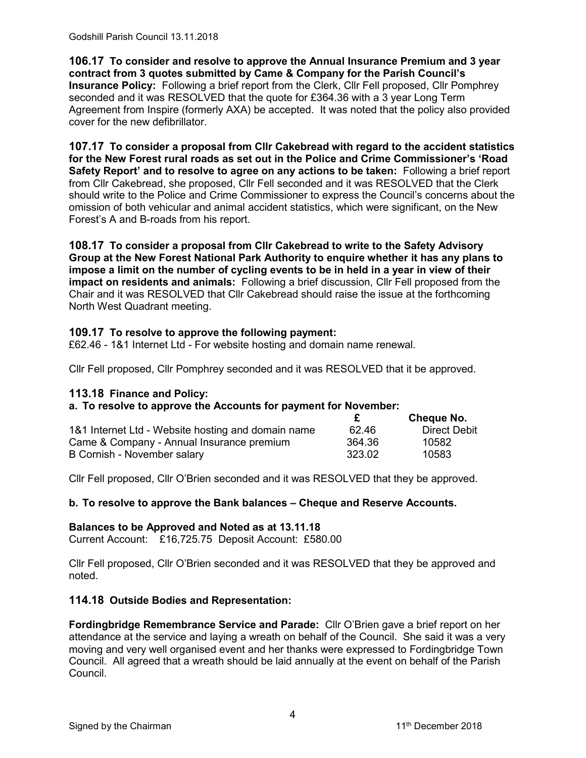**106.17 To consider and resolve to approve the Annual Insurance Premium and 3 year contract from 3 quotes submitted by Came & Company for the Parish Council's Insurance Policy:** Following a brief report from the Clerk, Cllr Fell proposed, Cllr Pomphrey seconded and it was RESOLVED that the quote for £364.36 with a 3 year Long Term Agreement from Inspire (formerly AXA) be accepted. It was noted that the policy also provided cover for the new defibrillator.

**107.17 To consider a proposal from Cllr Cakebread with regard to the accident statistics for the New Forest rural roads as set out in the Police and Crime Commissioner's 'Road Safety Report' and to resolve to agree on any actions to be taken:** Following a brief report from Cllr Cakebread, she proposed, Cllr Fell seconded and it was RESOLVED that the Clerk should write to the Police and Crime Commissioner to express the Council's concerns about the omission of both vehicular and animal accident statistics, which were significant, on the New Forest's A and B-roads from his report.

**108.17 To consider a proposal from Cllr Cakebread to write to the Safety Advisory Group at the New Forest National Park Authority to enquire whether it has any plans to impose a limit on the number of cycling events to be in held in a year in view of their impact on residents and animals:** Following a brief discussion, Cllr Fell proposed from the Chair and it was RESOLVED that Cllr Cakebread should raise the issue at the forthcoming North West Quadrant meeting.

### 109.17 To resolve to approve the following payment:

£62.46 - 1&1 Internet Ltd - For website hosting and domain name renewal.

Cllr Fell proposed, Cllr Pomphrey seconded and it was RESOLVED that it be approved.

### 113.18 Finance and Policy:

**a. To resolve to approve the Accounts for payment for November:**

| | £ | Cheque No. |
|---|---|---|
| 1&1 Internet Ltd - Website hosting and domain name | 62.46 | Direct Debit |
| Came & Company - Annual Insurance premium | 364.36 | 10582 |
| B Cornish - November salary | 323.02 | 10583 |

Cllr Fell proposed, Cllr O'Brien seconded and it was RESOLVED that they be approved.

**b. To resolve to approve the Bank balances – Cheque and Reserve Accounts.**

**Balances to be Approved and Noted as at 13.11.18**
Current Account: £16,725.75 Deposit Account: £580.00

Cllr Fell proposed, Cllr O'Brien seconded and it was RESOLVED that they be approved and noted.

### 114.18 Outside Bodies and Representation:

**Fordingbridge Remembrance Service and Parade:** Cllr O'Brien gave a brief report on her attendance at the service and laying a wreath on behalf of the Council. She said it was a very moving and very well organised event and her thanks were expressed to Fordingbridge Town Council. All agreed that a wreath should be laid annually at the event on behalf of the Parish Council.

Signed by the Chairman 11th December 2018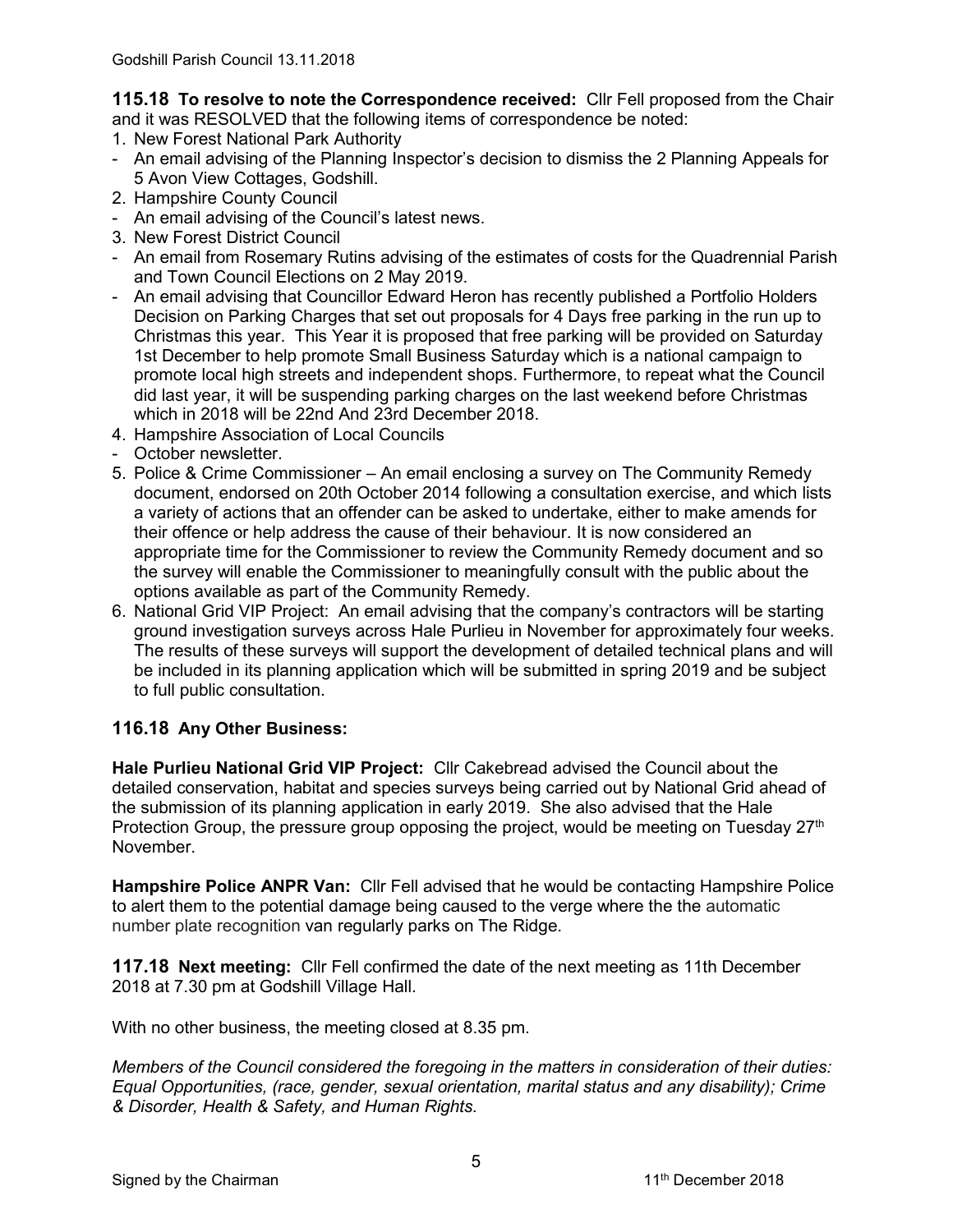**115.18 To resolve to note the Correspondence received:** Cllr Fell proposed from the Chair and it was RESOLVED that the following items of correspondence be noted:

1. New Forest National Park Authority
   - An email advising of the Planning Inspector's decision to dismiss the 2 Planning Appeals for 5 Avon View Cottages, Godshill.
2. Hampshire County Council
   - An email advising of the Council's latest news.
3. New Forest District Council
   - An email from Rosemary Rutins advising of the estimates of costs for the Quadrennial Parish and Town Council Elections on 2 May 2019.
   - An email advising that Councillor Edward Heron has recently published a Portfolio Holders Decision on Parking Charges that set out proposals for 4 Days free parking in the run up to Christmas this year. This Year it is proposed that free parking will be provided on Saturday 1st December to help promote Small Business Saturday which is a national campaign to promote local high streets and independent shops. Furthermore, to repeat what the Council did last year, it will be suspending parking charges on the last weekend before Christmas which in 2018 will be 22nd And 23rd December 2018.
4. Hampshire Association of Local Councils
   - October newsletter.
5. Police & Crime Commissioner – An email enclosing a survey on The Community Remedy document, endorsed on 20th October 2014 following a consultation exercise, and which lists a variety of actions that an offender can be asked to undertake, either to make amends for their offence or help address the cause of their behaviour. It is now considered an appropriate time for the Commissioner to review the Community Remedy document and so the survey will enable the Commissioner to meaningfully consult with the public about the options available as part of the Community Remedy.
6. National Grid VIP Project: An email advising that the company's contractors will be starting ground investigation surveys across Hale Purlieu in November for approximately four weeks. The results of these surveys will support the development of detailed technical plans and will be included in its planning application which will be submitted in spring 2019 and be subject to full public consultation.

## 116.18 Any Other Business:

**Hale Purlieu National Grid VIP Project:** Cllr Cakebread advised the Council about the detailed conservation, habitat and species surveys being carried out by National Grid ahead of the submission of its planning application in early 2019. She also advised that the Hale Protection Group, the pressure group opposing the project, would be meeting on Tuesday 27th November.

**Hampshire Police ANPR Van:** Cllr Fell advised that he would be contacting Hampshire Police to alert them to the potential damage being caused to the verge where the the automatic number plate recognition van regularly parks on The Ridge.

**117.18 Next meeting:** Cllr Fell confirmed the date of the next meeting as 11th December 2018 at 7.30 pm at Godshill Village Hall.

With no other business, the meeting closed at 8.35 pm.

*Members of the Council considered the foregoing in the matters in consideration of their duties: Equal Opportunities, (race, gender, sexual orientation, marital status and any disability); Crime & Disorder, Health & Safety, and Human Rights.*

Signed by the Chairman 11th December 2018